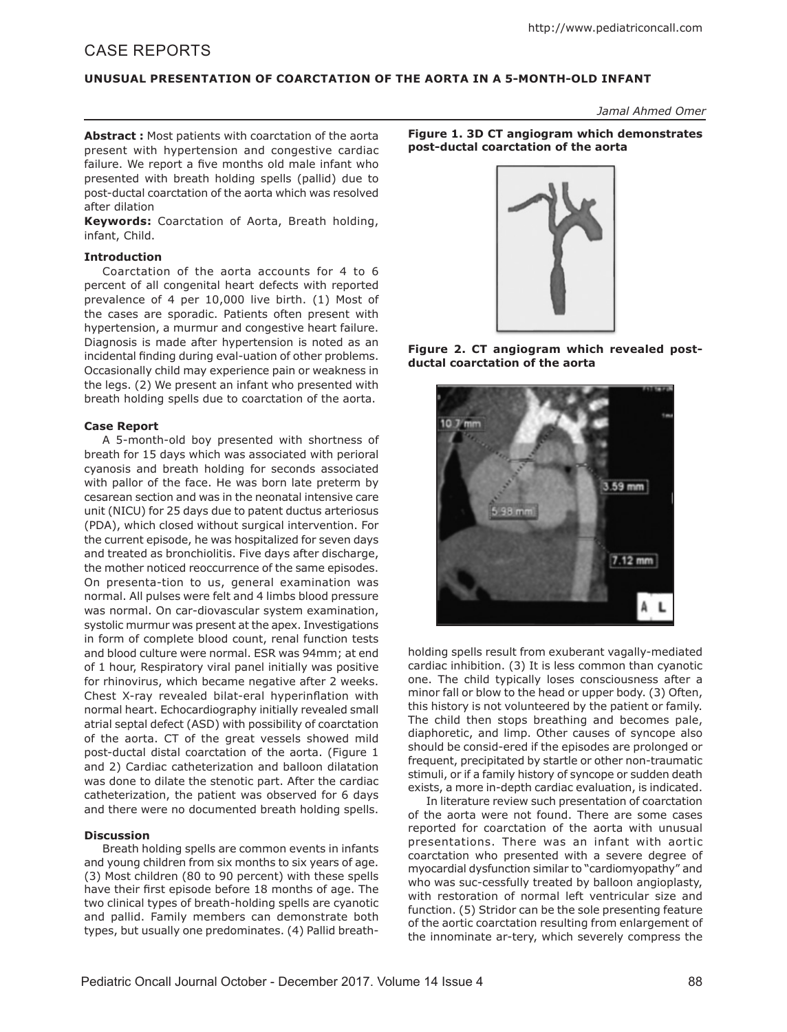CASE REPORTS

## UNUSUAL PRESENTATION OF COARCTATION OF THE AORTA IN A 5-MONTH-OLD INFANT

*Jamal Ahmed Omer*

**Abstract :** Most patients with coarctation of the aorta present with hypertension and congestive cardiac failure. We report a five months old male infant who presented with breath holding spells (pallid) due to post-ductal coarctation of the aorta which was resolved after dilation

**Keywords:** Coarctation of Aorta, Breath holding, infant, Child.

### Introduction

Coarctation of the aorta accounts for 4 to 6 percent of all congenital heart defects with reported prevalence of 4 per 10,000 live birth. (1) Most of the cases are sporadic. Patients often present with hypertension, a murmur and congestive heart failure. Diagnosis is made after hypertension is noted as an incidental finding during eval-uation of other problems. Occasionally child may experience pain or weakness in the legs. (2) We present an infant who presented with breath holding spells due to coarctation of the aorta.

### Case Report

A 5-month-old boy presented with shortness of breath for 15 days which was associated with perioral cyanosis and breath holding for seconds associated with pallor of the face. He was born late preterm by cesarean section and was in the neonatal intensive care unit (NICU) for 25 days due to patent ductus arteriosus (PDA), which closed without surgical intervention. For the current episode, he was hospitalized for seven days and treated as bronchiolitis. Five days after discharge, the mother noticed reoccurrence of the same episodes. On presenta-tion to us, general examination was normal. All pulses were felt and 4 limbs blood pressure was normal. On car-diovascular system examination, systolic murmur was present at the apex. Investigations in form of complete blood count, renal function tests and blood culture were normal. ESR was 94mm; at end of 1 hour, Respiratory viral panel initially was positive for rhinovirus, which became negative after 2 weeks. Chest X-ray revealed bilat-eral hyperinflation with normal heart. Echocardiography initially revealed small atrial septal defect (ASD) with possibility of coarctation of the aorta. CT of the great vessels showed mild post-ductal distal coarctation of the aorta. (Figure 1 and 2) Cardiac catheterization and balloon dilatation was done to dilate the stenotic part. After the cardiac catheterization, the patient was observed for 6 days and there were no documented breath holding spells.

### Discussion

Breath holding spells are common events in infants and young children from six months to six years of age. (3) Most children (80 to 90 percent) with these spells have their first episode before 18 months of age. The two clinical types of breath-holding spells are cyanotic and pallid. Family members can demonstrate both types, but usually one predominates. (4) Pallid breath-holding spells result from exuberant vagally-mediated cardiac inhibition. (3) It is less common than cyanotic one. The child typically loses consciousness after a minor fall or blow to the head or upper body. (3) Often, this history is not volunteered by the patient or family. The child then stops breathing and becomes pale, diaphoretic, and limp. Other causes of syncope also should be consid-ered if the episodes are prolonged or frequent, precipitated by startle or other non-traumatic stimuli, or if a family history of syncope or sudden death exists, a more in-depth cardiac evaluation, is indicated.

In literature review such presentation of coarctation of the aorta were not found. There are some cases reported for coarctation of the aorta with unusual presentations. There was an infant with aortic coarctation who presented with a severe degree of myocardial dysfunction similar to "cardiomyopathy" and who was suc-cessfully treated by balloon angioplasty, with restoration of normal left ventricular size and function. (5) Stridor can be the sole presenting feature of the aortic coarctation resulting from enlargement of the innominate ar-tery, which severely compress the

**Figure 1. 3D CT angiogram which demonstrates post-ductal coarctation of the aorta**

**Figure 2. CT angiogram which revealed post-ductal coarctation of the aorta**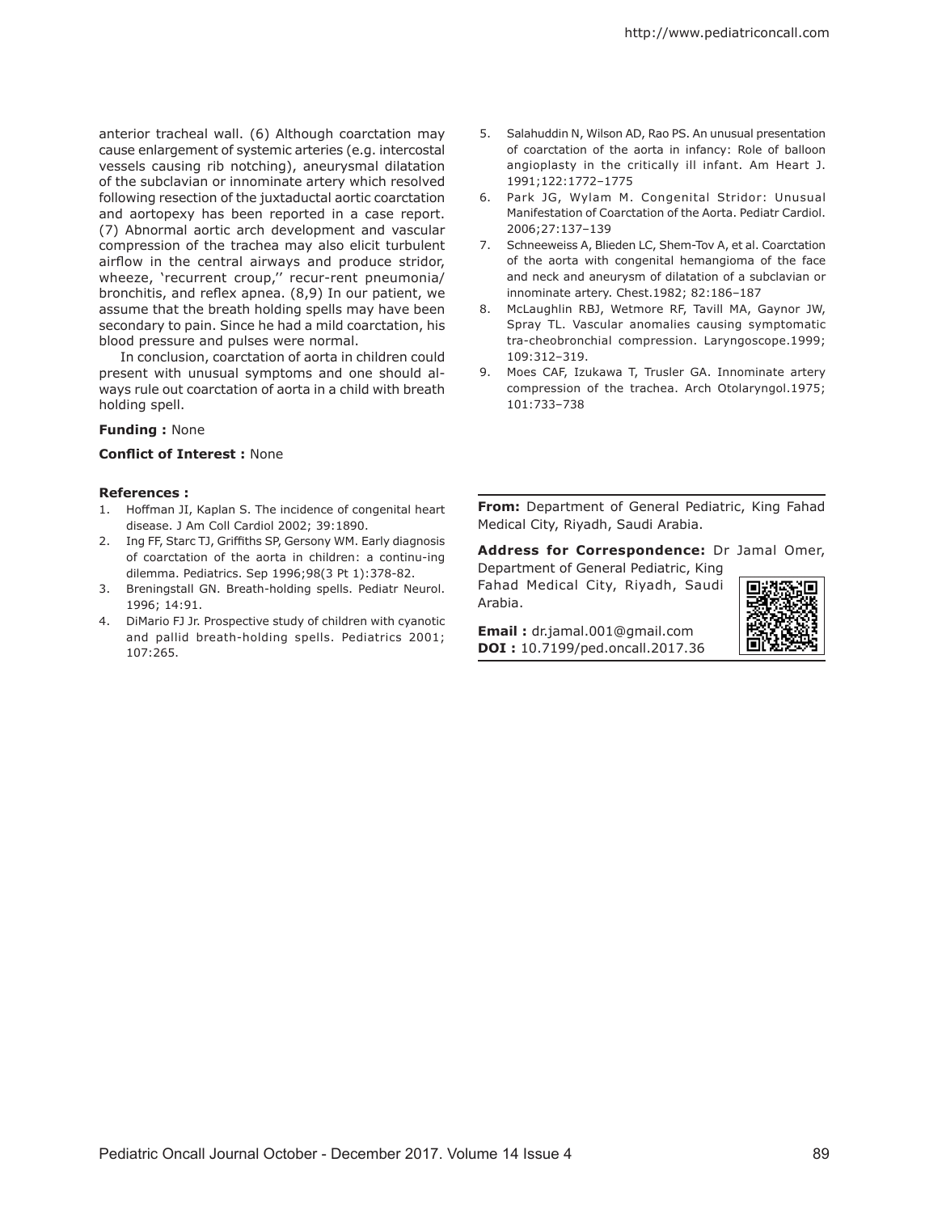anterior tracheal wall. (6) Although coarctation may cause enlargement of systemic arteries (e.g. intercostal vessels causing rib notching), aneurysmal dilatation of the subclavian or innominate artery which resolved following resection of the juxtaductal aortic coarctation and aortopexy has been reported in a case report. (7) Abnormal aortic arch development and vascular compression of the trachea may also elicit turbulent airflow in the central airways and produce stridor, wheeze, 'recurrent croup,'' recur-rent pneumonia/ bronchitis, and reflex apnea. (8,9) In our patient, we assume that the breath holding spells may have been secondary to pain. Since he had a mild coarctation, his blood pressure and pulses were normal.

In conclusion, coarctation of aorta in children could present with unusual symptoms and one should always rule out coarctation of aorta in a child with breath holding spell.

**Funding :** None

**Conflict of Interest :** None

**References :**

1. Hoffman JI, Kaplan S. The incidence of congenital heart disease. J Am Coll Cardiol 2002; 39:1890.
2. Ing FF, Starc TJ, Griffiths SP, Gersony WM. Early diagnosis of coarctation of the aorta in children: a continu-ing dilemma. Pediatrics. Sep 1996;98(3 Pt 1):378-82.
3. Breningstall GN. Breath-holding spells. Pediatr Neurol. 1996; 14:91.
4. DiMario FJ Jr. Prospective study of children with cyanotic and pallid breath-holding spells. Pediatrics 2001; 107:265.
5. Salahuddin N, Wilson AD, Rao PS. An unusual presentation of coarctation of the aorta in infancy: Role of balloon angioplasty in the critically ill infant. Am Heart J. 1991;122:1772–1775
6. Park JG, Wylam M. Congenital Stridor: Unusual Manifestation of Coarctation of the Aorta. Pediatr Cardiol. 2006;27:137–139
7. Schneeweiss A, Blieden LC, Shem-Tov A, et al. Coarctation of the aorta with congenital hemangioma of the face and neck and aneurysm of dilatation of a subclavian or innominate artery. Chest.1982; 82:186–187
8. McLaughlin RBJ, Wetmore RF, Tavill MA, Gaynor JW, Spray TL. Vascular anomalies causing symptomatic tra-cheobronchial compression. Laryngoscope.1999; 109:312–319.
9. Moes CAF, Izukawa T, Trusler GA. Innominate artery compression of the trachea. Arch Otolaryngol.1975; 101:733–738

**From:** Department of General Pediatric, King Fahad Medical City, Riyadh, Saudi Arabia.

**Address for Correspondence:** Dr Jamal Omer, Department of General Pediatric, King Fahad Medical City, Riyadh, Saudi Arabia.

**Email :** dr.jamal.001@gmail.com

**DOI :** 10.7199/ped.oncall.2017.36